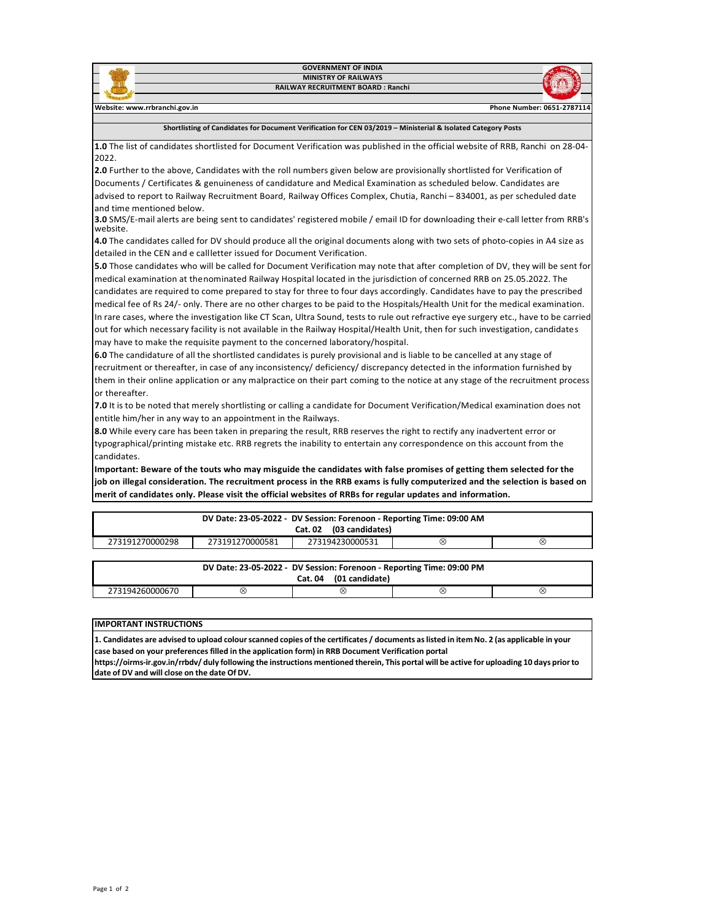# GOVERNMENT OF INDIA
## MINISTRY OF RAILWAYS
## RAILWAY RECRUITMENT BOARD : Ranchi

**Website: www.rrbranchi.gov.in** | **Phone Number: 0651-2787114**

### Shortlisting of Candidates for Document Verification for CEN 03/2019 – Ministerial & Isolated Category Posts

**1.0** The list of candidates shortlisted for Document Verification was published in the official website of RRB, Ranchi on 28-04-2022.

**2.0** Further to the above, Candidates with the roll numbers given below are provisionally shortlisted for Verification of Documents / Certificates & genuineness of candidature and Medical Examination as scheduled below. Candidates are advised to report to Railway Recruitment Board, Railway Offices Complex, Chutia, Ranchi – 834001, as per scheduled date and time mentioned below.

**3.0** SMS/E-mail alerts are being sent to candidates' registered mobile / email ID for downloading their e-call letter from RRB's website.

**4.0** The candidates called for DV should produce all the original documents along with two sets of photo-copies in A4 size as detailed in the CEN and e callletter issued for Document Verification.

**5.0** Those candidates who will be called for Document Verification may note that after completion of DV, they will be sent for medical examination at thenominated Railway Hospital located in the jurisdiction of concerned RRB on 25.05.2022. The candidates are required to come prepared to stay for three to four days accordingly. Candidates have to pay the prescribed medical fee of Rs 24/- only. There are no other charges to be paid to the Hospitals/Health Unit for the medical examination. In rare cases, where the investigation like CT Scan, Ultra Sound, tests to rule out refractive eye surgery etc., have to be carried out for which necessary facility is not available in the Railway Hospital/Health Unit, then for such investigation, candidates may have to make the requisite payment to the concerned laboratory/hospital.

**6.0** The candidature of all the shortlisted candidates is purely provisional and is liable to be cancelled at any stage of recruitment or thereafter, in case of any inconsistency/ deficiency/ discrepancy detected in the information furnished by them in their online application or any malpractice on their part coming to the notice at any stage of the recruitment process or thereafter.

**7.0** It is to be noted that merely shortlisting or calling a candidate for Document Verification/Medical examination does not entitle him/her in any way to an appointment in the Railways.

**8.0** While every care has been taken in preparing the result, RRB reserves the right to rectify any inadvertent error or typographical/printing mistake etc. RRB regrets the inability to entertain any correspondence on this account from the candidates.

**Important: Beware of the touts who may misguide the candidates with false promises of getting them selected for the job on illegal consideration. The recruitment process in the RRB exams is fully computerized and the selection is based on merit of candidates only. Please visit the official websites of RRBs for regular updates and information.**

| DV Date: 23-05-2022 - DV Session: Forenoon - Reporting Time: 09:00 AM<br>Cat. 02 (03 candidates) | | | | |
|---|---|---|---|---|
| 273191270000298 | 273191270000581 | 273194230000531 | ⊗ | ⊗ |

| DV Date: 23-05-2022 - DV Session: Forenoon - Reporting Time: 09:00 PM<br>Cat. 04 (01 candidate) | | | | |
|---|---|---|---|---|
| 273194260000670 | ⊗ | ⊗ | ⊗ | ⊗ |

**IMPORTANT INSTRUCTIONS**

**1. Candidates are advised to upload colour scanned copies of the certificates / documents as listed in item No. 2 (as applicable in your case based on your preferences filled in the application form) in RRB Document Verification portal https://oirms-ir.gov.in/rrbdv/ duly following the instructions mentioned therein, This portal will be active for uploading 10 days prior to date of DV and will close on the date Of DV.**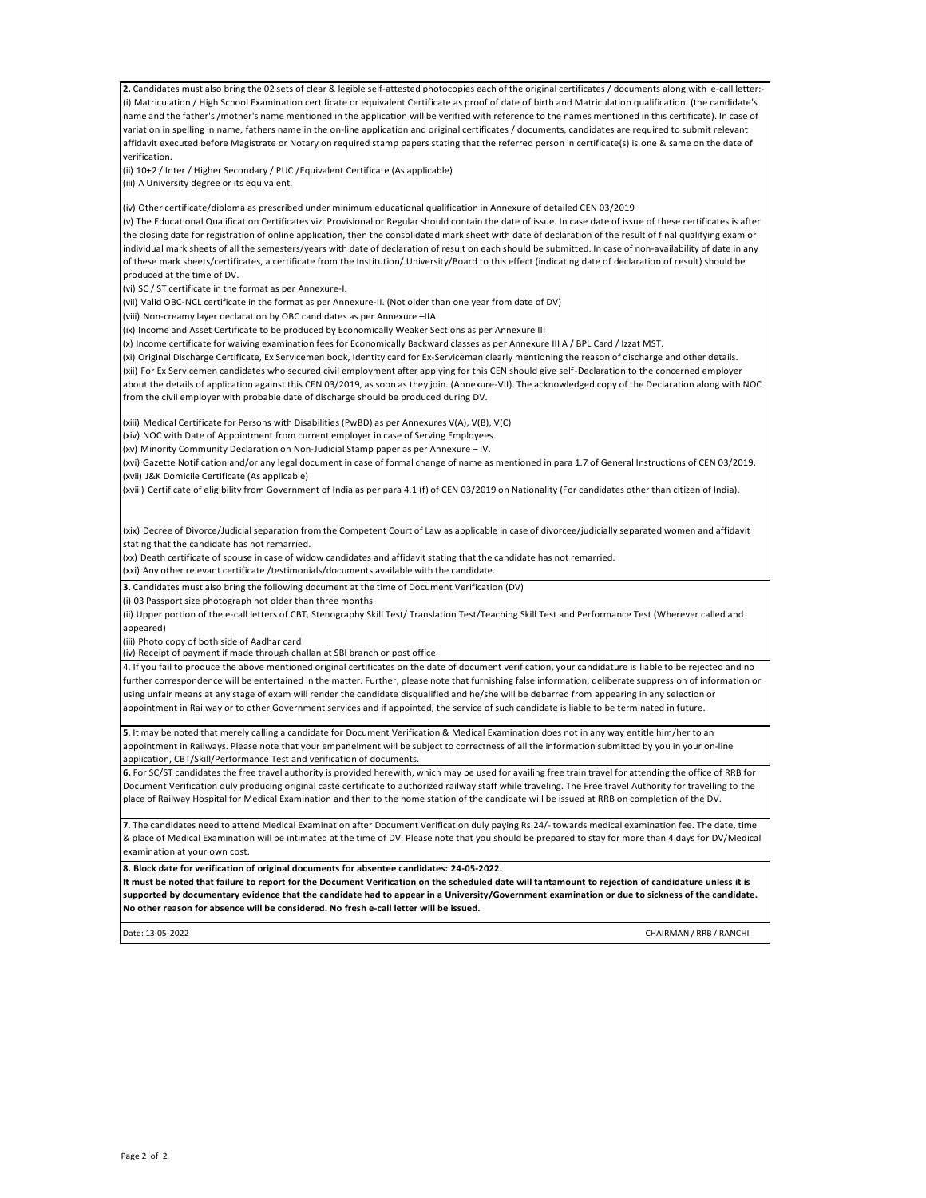**2.** Candidates must also bring the 02 sets of clear & legible self-attested photocopies each of the original certificates / documents along with e-call letter:-

(i) Matriculation / High School Examination certificate or equivalent Certificate as proof of date of birth and Matriculation qualification. (the candidate's name and the father's /mother's name mentioned in the application will be verified with reference to the names mentioned in this certificate). In case of variation in spelling in name, fathers name in the on-line application and original certificates / documents, candidates are required to submit relevant affidavit executed before Magistrate or Notary on required stamp papers stating that the referred person in certificate(s) is one & same on the date of verification.

(ii) 10+2 / Inter / Higher Secondary / PUC /Equivalent Certificate (As applicable)

(iii) A University degree or its equivalent.

(iv) Other certificate/diploma as prescribed under minimum educational qualification in Annexure of detailed CEN 03/2019

(v) The Educational Qualification Certificates viz. Provisional or Regular should contain the date of issue. In case date of issue of these certificates is after the closing date for registration of online application, then the consolidated mark sheet with date of declaration of the result of final qualifying exam or individual mark sheets of all the semesters/years with date of declaration of result on each should be submitted. In case of non-availability of date in any of these mark sheets/certificates, a certificate from the Institution/ University/Board to this effect (indicating date of declaration of result) should be produced at the time of DV.

(vi) SC / ST certificate in the format as per Annexure-I.

(vii) Valid OBC-NCL certificate in the format as per Annexure-II. (Not older than one year from date of DV)

(viii) Non-creamy layer declaration by OBC candidates as per Annexure –IIA

(ix) Income and Asset Certificate to be produced by Economically Weaker Sections as per Annexure III

(x) Income certificate for waiving examination fees for Economically Backward classes as per Annexure III A / BPL Card / Izzat MST.

(xi) Original Discharge Certificate, Ex Servicemen book, Identity card for Ex-Serviceman clearly mentioning the reason of discharge and other details.

(xii) For Ex Servicemen candidates who secured civil employment after applying for this CEN should give self-Declaration to the concerned employer about the details of application against this CEN 03/2019, as soon as they join. (Annexure-VII). The acknowledged copy of the Declaration along with NOC from the civil employer with probable date of discharge should be produced during DV.

(xiii) Medical Certificate for Persons with Disabilities (PwBD) as per Annexures V(A), V(B), V(C)

(xiv) NOC with Date of Appointment from current employer in case of Serving Employees.

(xv) Minority Community Declaration on Non-Judicial Stamp paper as per Annexure – IV.

(xvi) Gazette Notification and/or any legal document in case of formal change of name as mentioned in para 1.7 of General Instructions of CEN 03/2019.

(xvii) J&K Domicile Certificate (As applicable)

(xviii) Certificate of eligibility from Government of India as per para 4.1 (f) of CEN 03/2019 on Nationality (For candidates other than citizen of India).

(xix) Decree of Divorce/Judicial separation from the Competent Court of Law as applicable in case of divorcee/judicially separated women and affidavit stating that the candidate has not remarried.

(xx) Death certificate of spouse in case of widow candidates and affidavit stating that the candidate has not remarried.

(xxi) Any other relevant certificate /testimonials/documents available with the candidate.

**3.** Candidates must also bring the following document at the time of Document Verification (DV)

(i) 03 Passport size photograph not older than three months

(ii) Upper portion of the e-call letters of CBT, Stenography Skill Test/ Translation Test/Teaching Skill Test and Performance Test (Wherever called and appeared)

(iii) Photo copy of both side of Aadhar card

(iv) Receipt of payment if made through challan at SBI branch or post office

4. If you fail to produce the above mentioned original certificates on the date of document verification, your candidature is liable to be rejected and no further correspondence will be entertained in the matter. Further, please note that furnishing false information, deliberate suppression of information or using unfair means at any stage of exam will render the candidate disqualified and he/she will be debarred from appearing in any selection or appointment in Railway or to other Government services and if appointed, the service of such candidate is liable to be terminated in future.

**5**. It may be noted that merely calling a candidate for Document Verification & Medical Examination does not in any way entitle him/her to an appointment in Railways. Please note that your empanelment will be subject to correctness of all the information submitted by you in your on-line application, CBT/Skill/Performance Test and verification of documents.

**6.** For SC/ST candidates the free travel authority is provided herewith, which may be used for availing free train travel for attending the office of RRB for Document Verification duly producing original caste certificate to authorized railway staff while traveling. The Free travel Authority for travelling to the place of Railway Hospital for Medical Examination and then to the home station of the candidate will be issued at RRB on completion of the DV.

**7**. The candidates need to attend Medical Examination after Document Verification duly paying Rs.24/- towards medical examination fee. The date, time & place of Medical Examination will be intimated at the time of DV. Please note that you should be prepared to stay for more than 4 days for DV/Medical examination at your own cost.

**8. Block date for verification of original documents for absentee candidates: 24-05-2022.**

**It must be noted that failure to report for the Document Verification on the scheduled date will tantamount to rejection of candidature unless it is supported by documentary evidence that the candidate had to appear in a University/Government examination or due to sickness of the candidate. No other reason for absence will be considered. No fresh e-call letter will be issued.**

Date: 13-05-2022

CHAIRMAN / RRB / RANCHI